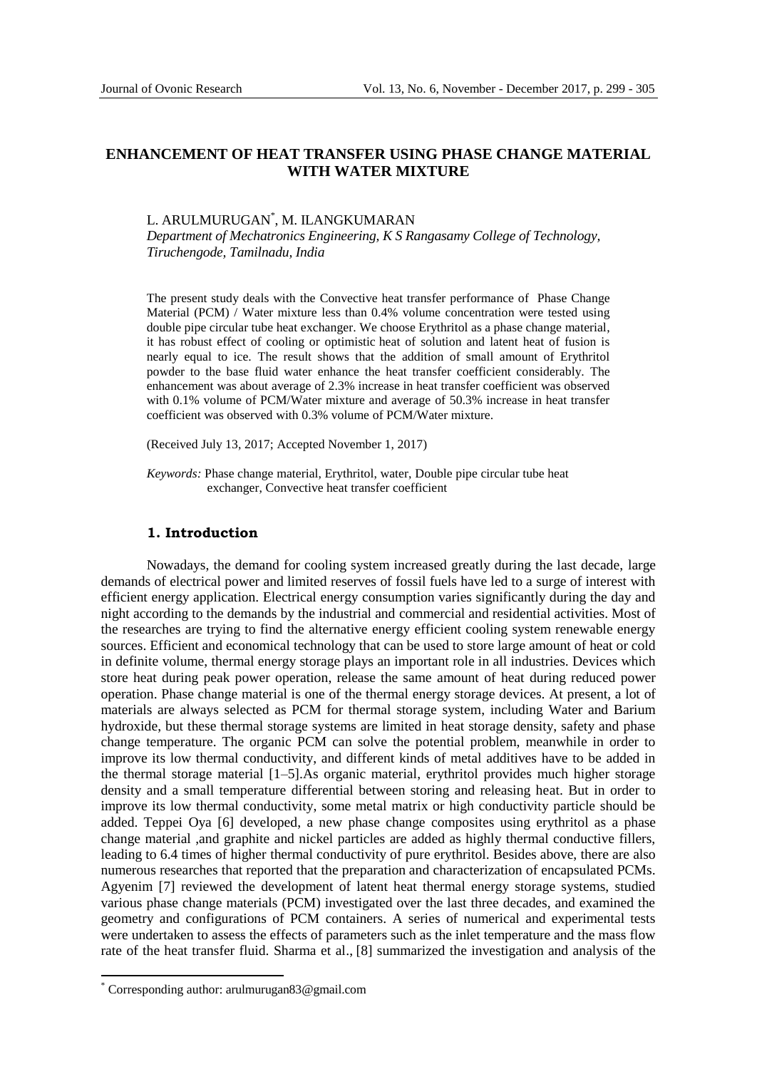# ENHANCEMENT OF HEAT TRANSFER USING PHASE CHANGE MATERIAL WITH WATER MIXTURE

L. ARULMURUGAN[*], M. ILANGKUMARAN

*Department of Mechatronics Engineering, K S Rangasamy College of Technology, Tiruchengode, Tamilnadu, India*

The present study deals with the Convective heat transfer performance of Phase Change Material (PCM) / Water mixture less than 0.4% volume concentration were tested using double pipe circular tube heat exchanger. We choose Erythritol as a phase change material, it has robust effect of cooling or optimistic heat of solution and latent heat of fusion is nearly equal to ice. The result shows that the addition of small amount of Erythritol powder to the base fluid water enhance the heat transfer coefficient considerably. The enhancement was about average of 2.3% increase in heat transfer coefficient was observed with 0.1% volume of PCM/Water mixture and average of 50.3% increase in heat transfer coefficient was observed with 0.3% volume of PCM/Water mixture.

(Received July 13, 2017; Accepted November 1, 2017)

*Keywords:* Phase change material, Erythritol, water, Double pipe circular tube heat exchanger, Convective heat transfer coefficient

## 1. Introduction

Nowadays, the demand for cooling system increased greatly during the last decade, large demands of electrical power and limited reserves of fossil fuels have led to a surge of interest with efficient energy application. Electrical energy consumption varies significantly during the day and night according to the demands by the industrial and commercial and residential activities. Most of the researches are trying to find the alternative energy efficient cooling system renewable energy sources. Efficient and economical technology that can be used to store large amount of heat or cold in definite volume, thermal energy storage plays an important role in all industries. Devices which store heat during peak power operation, release the same amount of heat during reduced power operation. Phase change material is one of the thermal energy storage devices. At present, a lot of materials are always selected as PCM for thermal storage system, including Water and Barium hydroxide, but these thermal storage systems are limited in heat storage density, safety and phase change temperature. The organic PCM can solve the potential problem, meanwhile in order to improve its low thermal conductivity, and different kinds of metal additives have to be added in the thermal storage material [1–5].As organic material, erythritol provides much higher storage density and a small temperature differential between storing and releasing heat. But in order to improve its low thermal conductivity, some metal matrix or high conductivity particle should be added. Teppei Oya [6] developed, a new phase change composites using erythritol as a phase change material ,and graphite and nickel particles are added as highly thermal conductive fillers, leading to 6.4 times of higher thermal conductivity of pure erythritol. Besides above, there are also numerous researches that reported that the preparation and characterization of encapsulated PCMs. Agyenim [7] reviewed the development of latent heat thermal energy storage systems, studied various phase change materials (PCM) investigated over the last three decades, and examined the geometry and configurations of PCM containers. A series of numerical and experimental tests were undertaken to assess the effects of parameters such as the inlet temperature and the mass flow rate of the heat transfer fluid. Sharma et al., [8] summarized the investigation and analysis of the

[*] Corresponding author: arulmurugan83@gmail.com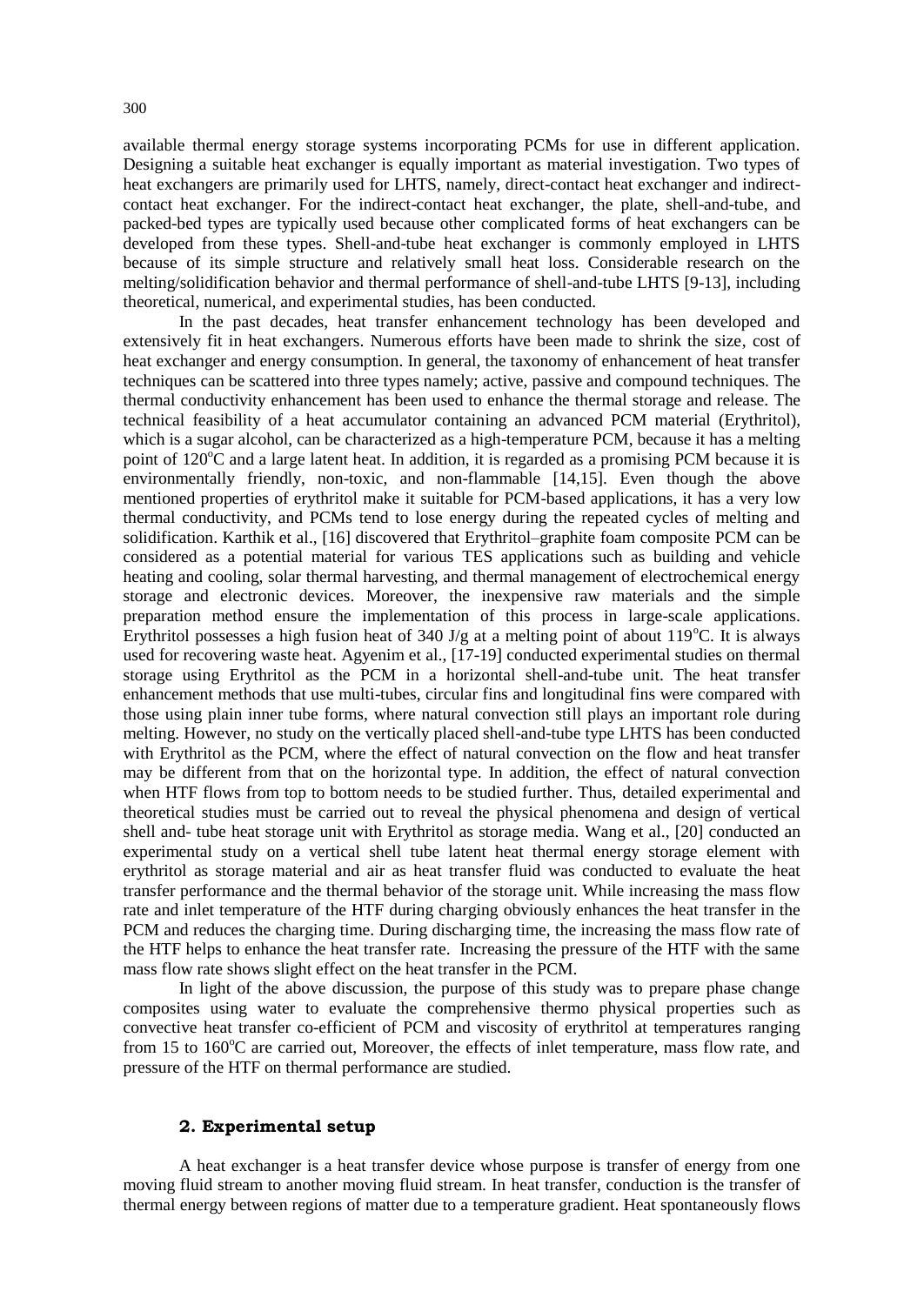available thermal energy storage systems incorporating PCMs for use in different application. Designing a suitable heat exchanger is equally important as material investigation. Two types of heat exchangers are primarily used for LHTS, namely, direct-contact heat exchanger and indirect-contact heat exchanger. For the indirect-contact heat exchanger, the plate, shell-and-tube, and packed-bed types are typically used because other complicated forms of heat exchangers can be developed from these types. Shell-and-tube heat exchanger is commonly employed in LHTS because of its simple structure and relatively small heat loss. Considerable research on the melting/solidification behavior and thermal performance of shell-and-tube LHTS [9-13], including theoretical, numerical, and experimental studies, has been conducted.

In the past decades, heat transfer enhancement technology has been developed and extensively fit in heat exchangers. Numerous efforts have been made to shrink the size, cost of heat exchanger and energy consumption. In general, the taxonomy of enhancement of heat transfer techniques can be scattered into three types namely; active, passive and compound techniques. The thermal conductivity enhancement has been used to enhance the thermal storage and release. The technical feasibility of a heat accumulator containing an advanced PCM material (Erythritol), which is a sugar alcohol, can be characterized as a high-temperature PCM, because it has a melting point of 120$^{o}$C and a large latent heat. In addition, it is regarded as a promising PCM because it is environmentally friendly, non-toxic, and non-flammable [14,15]. Even though the above mentioned properties of erythritol make it suitable for PCM-based applications, it has a very low thermal conductivity, and PCMs tend to lose energy during the repeated cycles of melting and solidification. Karthik et al., [16] discovered that Erythritol–graphite foam composite PCM can be considered as a potential material for various TES applications such as building and vehicle heating and cooling, solar thermal harvesting, and thermal management of electrochemical energy storage and electronic devices. Moreover, the inexpensive raw materials and the simple preparation method ensure the implementation of this process in large-scale applications. Erythritol possesses a high fusion heat of 340 J/g at a melting point of about 119$^{o}$C. It is always used for recovering waste heat. Agyenim et al., [17-19] conducted experimental studies on thermal storage using Erythritol as the PCM in a horizontal shell-and-tube unit. The heat transfer enhancement methods that use multi-tubes, circular fins and longitudinal fins were compared with those using plain inner tube forms, where natural convection still plays an important role during melting. However, no study on the vertically placed shell-and-tube type LHTS has been conducted with Erythritol as the PCM, where the effect of natural convection on the flow and heat transfer may be different from that on the horizontal type. In addition, the effect of natural convection when HTF flows from top to bottom needs to be studied further. Thus, detailed experimental and theoretical studies must be carried out to reveal the physical phenomena and design of vertical shell and- tube heat storage unit with Erythritol as storage media. Wang et al., [20] conducted an experimental study on a vertical shell tube latent heat thermal energy storage element with erythritol as storage material and air as heat transfer fluid was conducted to evaluate the heat transfer performance and the thermal behavior of the storage unit. While increasing the mass flow rate and inlet temperature of the HTF during charging obviously enhances the heat transfer in the PCM and reduces the charging time. During discharging time, the increasing the mass flow rate of the HTF helps to enhance the heat transfer rate. Increasing the pressure of the HTF with the same mass flow rate shows slight effect on the heat transfer in the PCM.

In light of the above discussion, the purpose of this study was to prepare phase change composites using water to evaluate the comprehensive thermo physical properties such as convective heat transfer co-efficient of PCM and viscosity of erythritol at temperatures ranging from 15 to 160$^{o}$C are carried out, Moreover, the effects of inlet temperature, mass flow rate, and pressure of the HTF on thermal performance are studied.

## 2. Experimental setup

A heat exchanger is a heat transfer device whose purpose is transfer of energy from one moving fluid stream to another moving fluid stream. In heat transfer, conduction is the transfer of thermal energy between regions of matter due to a temperature gradient. Heat spontaneously flows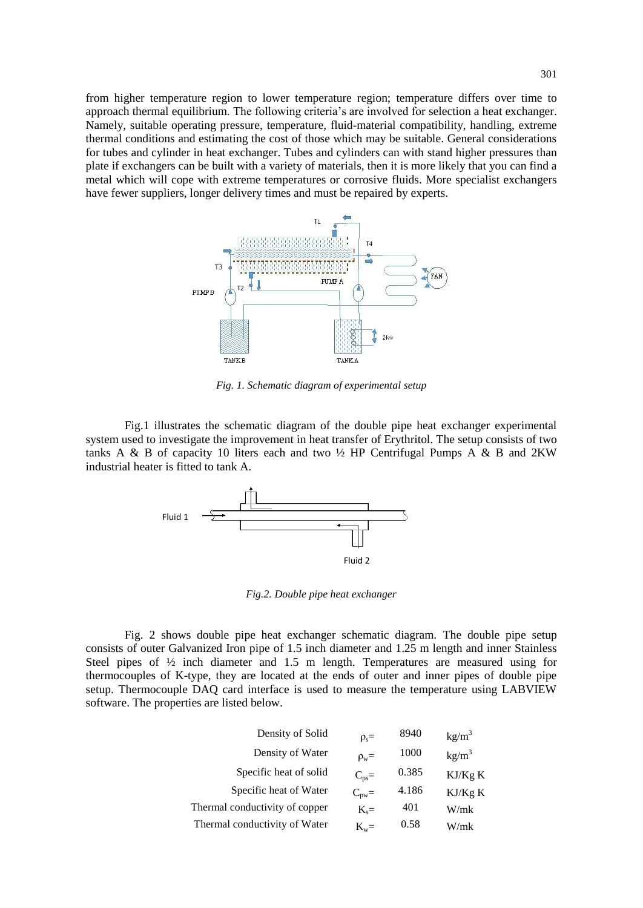from higher temperature region to lower temperature region; temperature differs over time to approach thermal equilibrium. The following criteria's are involved for selection a heat exchanger. Namely, suitable operating pressure, temperature, fluid-material compatibility, handling, extreme thermal conditions and estimating the cost of those which may be suitable. General considerations for tubes and cylinder in heat exchanger. Tubes and cylinders can with stand higher pressures than plate if exchangers can be built with a variety of materials, then it is more likely that you can find a metal which will cope with extreme temperatures or corrosive fluids. More specialist exchangers have fewer suppliers, longer delivery times and must be repaired by experts.

*Fig. 1. Schematic diagram of experimental setup*

Fig.1 illustrates the schematic diagram of the double pipe heat exchanger experimental system used to investigate the improvement in heat transfer of Erythritol. The setup consists of two tanks A & B of capacity 10 liters each and two ½ HP Centrifugal Pumps A & B and 2KW industrial heater is fitted to tank A.

*Fig.2. Double pipe heat exchanger*

Fig. 2 shows double pipe heat exchanger schematic diagram. The double pipe setup consists of outer Galvanized Iron pipe of 1.5 inch diameter and 1.25 m length and inner Stainless Steel pipes of ½ inch diameter and 1.5 m length. Temperatures are measured using for thermocouples of K-type, they are located at the ends of outer and inner pipes of double pipe setup. Thermocouple DAQ card interface is used to measure the temperature using LABVIEW software. The properties are listed below.

| Property | Symbol | Value | Unit |
|---|---|---|---|
| Density of Solid | $\rho_s=$ | 8940 | $kg/m^3$ |
| Density of Water | $\rho_w=$ | 1000 | $kg/m^3$ |
| Specific heat of solid | $C_{ps}=$ | 0.385 | KJ/Kg K |
| Specific heat of Water | $C_{pw}=$ | 4.186 | KJ/Kg K |
| Thermal conductivity of copper | $K_s=$ | 401 | W/mk |
| Thermal conductivity of Water | $K_w=$ | 0.58 | W/mk |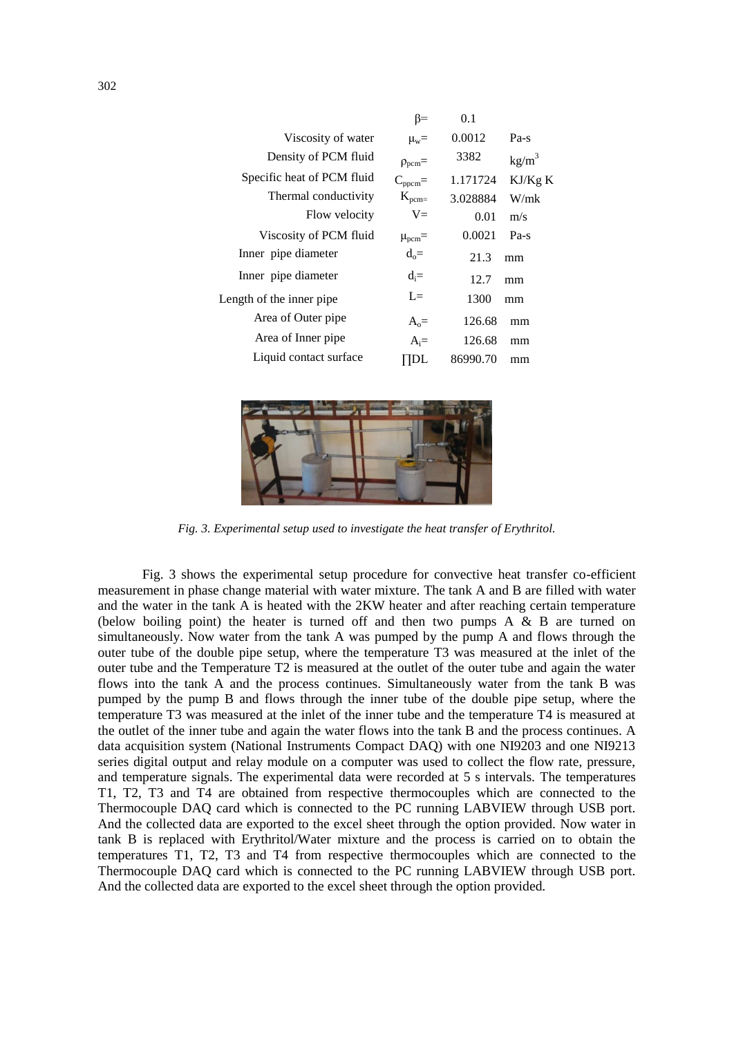| | | | |
|---|---|---|---|
| | $\beta$= | 0.1 | |
| Viscosity of water | $\mu_w$= | 0.0012 | Pa-s |
| Density of PCM fluid | $\rho_{pcm}$= | 3382 | kg/m$^3$ |
| Specific heat of PCM fluid | $C_{ppcm}$= | 1.171724 | KJ/Kg K |
| Thermal conductivity | $K_{pcm}$= | 3.028884 | W/mk |
| Flow velocity | V= | 0.01 | m/s |
| Viscosity of PCM fluid | $\mu_{pcm}$= | 0.0021 | Pa-s |
| Inner pipe diameter | $d_o$= | 21.3 | mm |
| Inner pipe diameter | $d_i$= | 12.7 | mm |
| Length of the inner pipe | L= | 1300 | mm |
| Area of Outer pipe | $A_o$= | 126.68 | mm |
| Area of Inner pipe | $A_i$= | 126.68 | mm |
| Liquid contact surface | ∏DL | 86990.70 | mm |

*Fig. 3. Experimental setup used to investigate the heat transfer of Erythritol.*

Fig. 3 shows the experimental setup procedure for convective heat transfer co-efficient measurement in phase change material with water mixture. The tank A and B are filled with water and the water in the tank A is heated with the 2KW heater and after reaching certain temperature (below boiling point) the heater is turned off and then two pumps A & B are turned on simultaneously. Now water from the tank A was pumped by the pump A and flows through the outer tube of the double pipe setup, where the temperature T3 was measured at the inlet of the outer tube and the Temperature T2 is measured at the outlet of the outer tube and again the water flows into the tank A and the process continues. Simultaneously water from the tank B was pumped by the pump B and flows through the inner tube of the double pipe setup, where the temperature T3 was measured at the inlet of the inner tube and the temperature T4 is measured at the outlet of the inner tube and again the water flows into the tank B and the process continues. A data acquisition system (National Instruments Compact DAQ) with one NI9203 and one NI9213 series digital output and relay module on a computer was used to collect the flow rate, pressure, and temperature signals. The experimental data were recorded at 5 s intervals. The temperatures T1, T2, T3 and T4 are obtained from respective thermocouples which are connected to the Thermocouple DAQ card which is connected to the PC running LABVIEW through USB port. And the collected data are exported to the excel sheet through the option provided. Now water in tank B is replaced with Erythritol/Water mixture and the process is carried on to obtain the temperatures T1, T2, T3 and T4 from respective thermocouples which are connected to the Thermocouple DAQ card which is connected to the PC running LABVIEW through USB port. And the collected data are exported to the excel sheet through the option provided.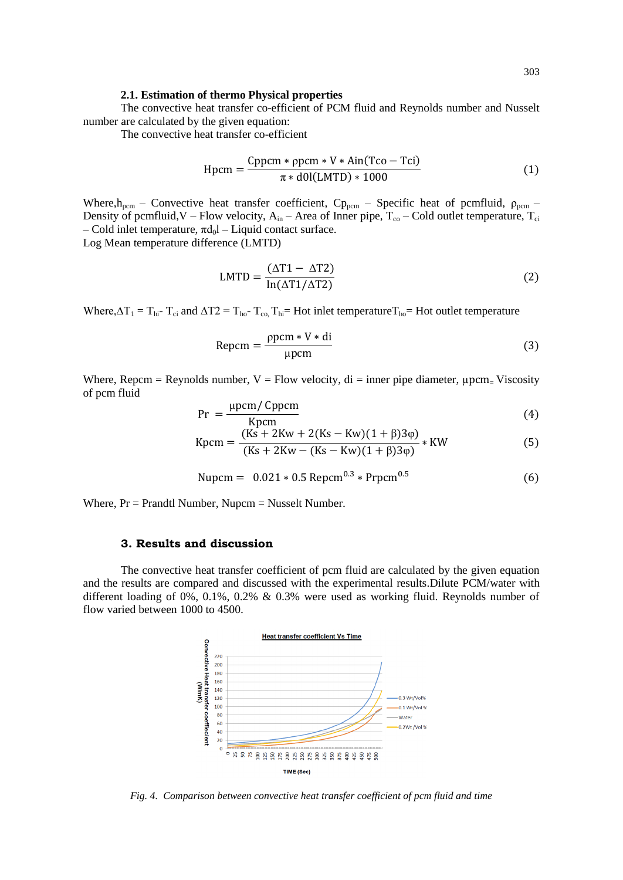### 2.1. Estimation of thermo Physical properties

The convective heat transfer co-efficient of PCM fluid and Reynolds number and Nusselt number are calculated by the given equation:

The convective heat transfer co-efficient

$$Hpcm = \frac{Cppcm * \rho pcm * V * Ain(Tco - Tci)}{\pi * d0l(LMTD) * 1000} \quad (1)$$

Where, $h_{pcm}$ – Convective heat transfer coefficient, $Cp_{pcm}$ – Specific heat of pcmfluid, $\rho_{pcm}$ – Density of pcmfluid, V – Flow velocity, $A_{in}$ – Area of Inner pipe, $T_{co}$ – Cold outlet temperature, $T_{ci}$ – Cold inlet temperature, $\pi d_0 l$ – Liquid contact surface.

Log Mean temperature difference (LMTD)

$$LMTD = \frac{(\Delta T1 - \Delta T2)}{\ln(\Delta T1/\Delta T2)} \quad (2)$$

Where, $\Delta T_1 = T_{hi} - T_{ci}$ and $\Delta T2 = T_{ho} - T_{co}$, $T_{hi}$ = Hot inlet temperature $T_{ho}$ = Hot outlet temperature

$$Repcm = \frac{\rho pcm * V * di}{\mu pcm} \quad (3)$$

Where, Repcm = Reynolds number, V = Flow velocity, di = inner pipe diameter, μpcm = Viscosity of pcm fluid

$$Pr = \frac{\mu pcm / Cppcm}{Kpcm} \quad (4)$$

$$Kpcm = \frac{(Ks + 2Kw + 2(Ks - Kw)(1 + \beta)3\varphi)}{(Ks + 2Kw - (Ks - Kw)(1 + \beta)3\varphi)} * KW \quad (5)$$

$$Nupcm = 0.021 * 0.5\, Repcm^{0.3} * Prpcm^{0.5} \quad (6)$$

Where, Pr = Prandtl Number, Nupcm = Nusselt Number.

## 3. Results and discussion

The convective heat transfer coefficient of pcm fluid are calculated by the given equation and the results are compared and discussed with the experimental results.Dilute PCM/water with different loading of 0%, 0.1%, 0.2% & 0.3% were used as working fluid. Reynolds number of flow varied between 1000 to 4500.

*Fig. 4. Comparison between convective heat transfer coefficient of pcm fluid and time*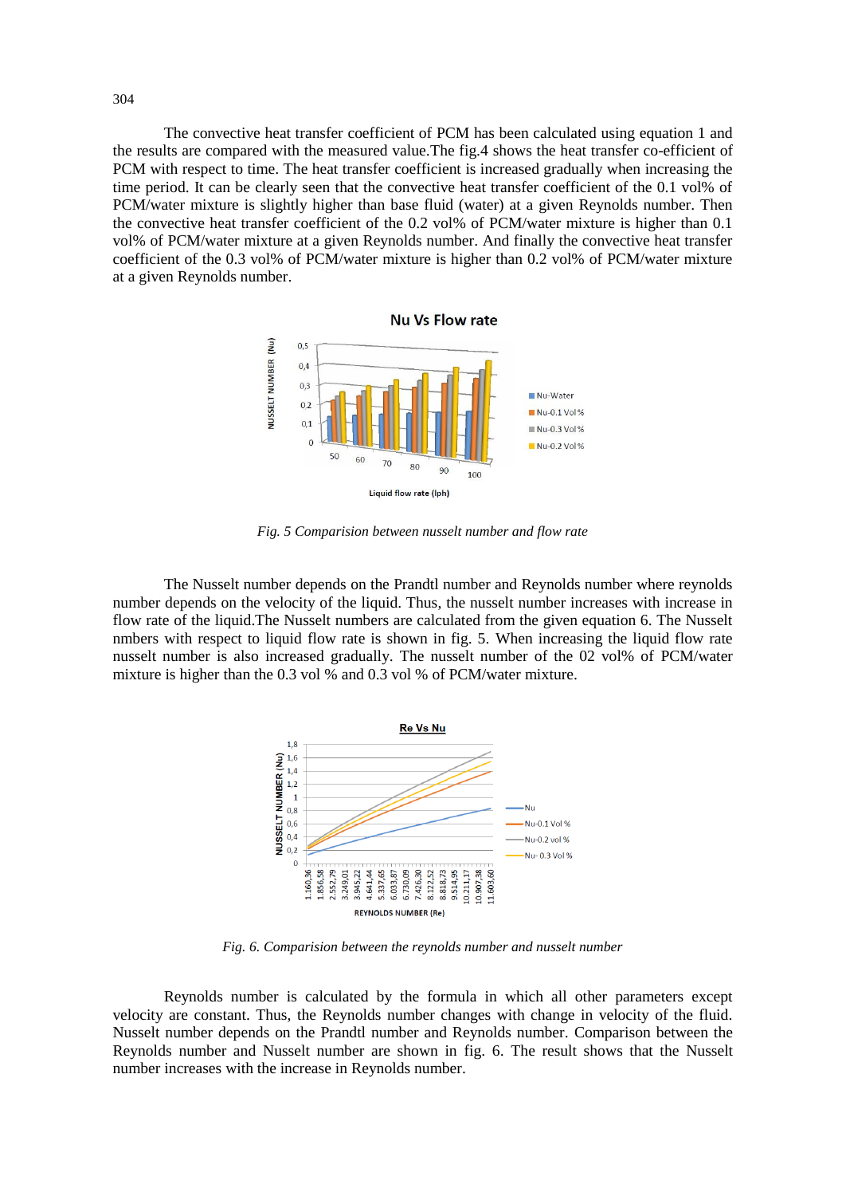The convective heat transfer coefficient of PCM has been calculated using equation 1 and the results are compared with the measured value.The fig.4 shows the heat transfer co-efficient of PCM with respect to time. The heat transfer coefficient is increased gradually when increasing the time period. It can be clearly seen that the convective heat transfer coefficient of the 0.1 vol% of PCM/water mixture is slightly higher than base fluid (water) at a given Reynolds number. Then the convective heat transfer coefficient of the 0.2 vol% of PCM/water mixture is higher than 0.1 vol% of PCM/water mixture at a given Reynolds number. And finally the convective heat transfer coefficient of the 0.3 vol% of PCM/water mixture is higher than 0.2 vol% of PCM/water mixture at a given Reynolds number.

*Fig. 5 Comparision between nusselt number and flow rate*

The Nusselt number depends on the Prandtl number and Reynolds number where reynolds number depends on the velocity of the liquid. Thus, the nusselt number increases with increase in flow rate of the liquid.The Nusselt numbers are calculated from the given equation 6. The Nusselt nmbers with respect to liquid flow rate is shown in fig. 5. When increasing the liquid flow rate nusselt number is also increased gradually. The nusselt number of the 02 vol% of PCM/water mixture is higher than the 0.3 vol % and 0.3 vol % of PCM/water mixture.

*Fig. 6. Comparision between the reynolds number and nusselt number*

Reynolds number is calculated by the formula in which all other parameters except velocity are constant. Thus, the Reynolds number changes with change in velocity of the fluid. Nusselt number depends on the Prandtl number and Reynolds number. Comparison between the Reynolds number and Nusselt number are shown in fig. 6. The result shows that the Nusselt number increases with the increase in Reynolds number.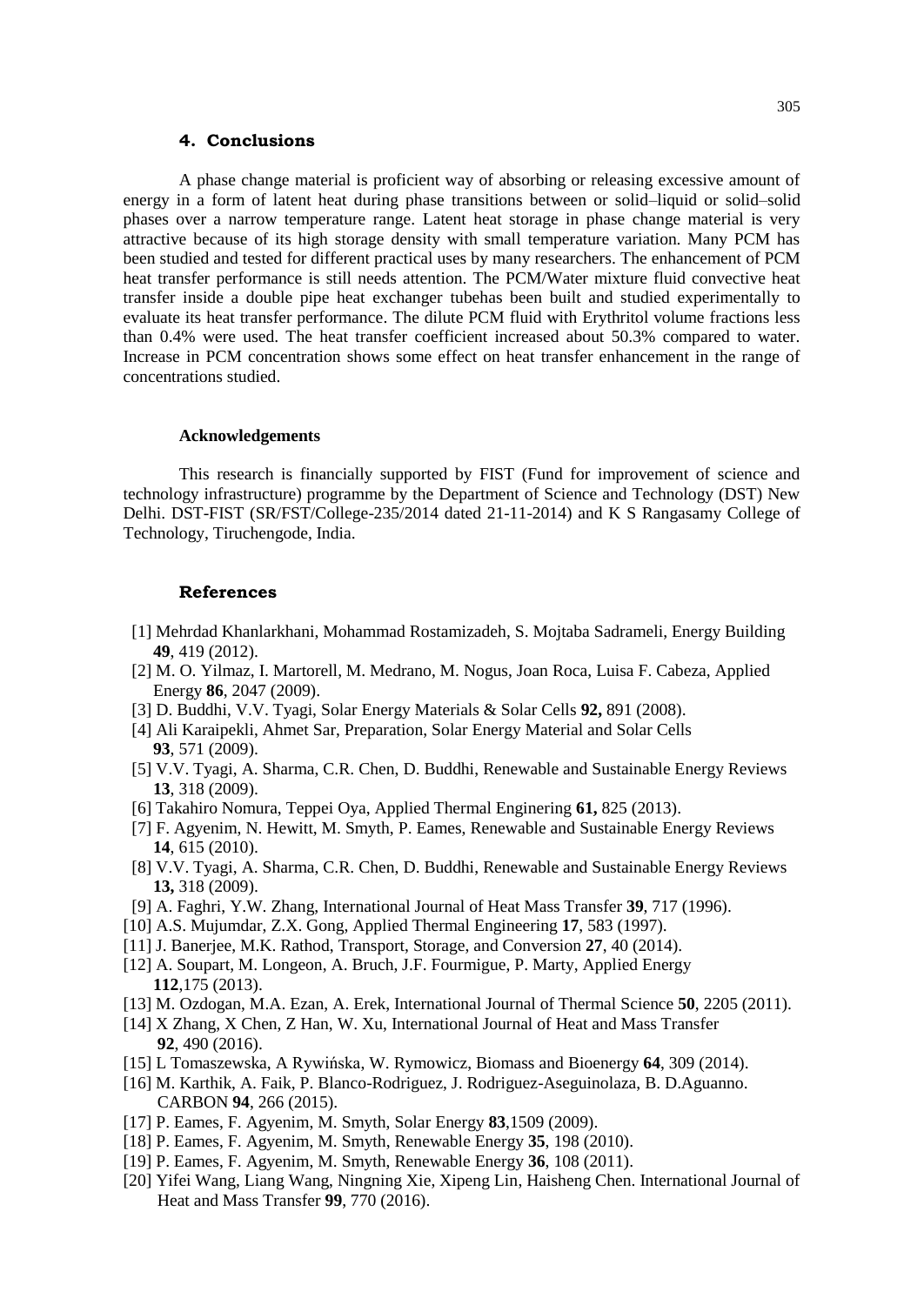## 4. Conclusions

A phase change material is proficient way of absorbing or releasing excessive amount of energy in a form of latent heat during phase transitions between or solid–liquid or solid–solid phases over a narrow temperature range. Latent heat storage in phase change material is very attractive because of its high storage density with small temperature variation. Many PCM has been studied and tested for different practical uses by many researchers. The enhancement of PCM heat transfer performance is still needs attention. The PCM/Water mixture fluid convective heat transfer inside a double pipe heat exchanger tubehas been built and studied experimentally to evaluate its heat transfer performance. The dilute PCM fluid with Erythritol volume fractions less than 0.4% were used. The heat transfer coefficient increased about 50.3% compared to water. Increase in PCM concentration shows some effect on heat transfer enhancement in the range of concentrations studied.

### Acknowledgements

This research is financially supported by FIST (Fund for improvement of science and technology infrastructure) programme by the Department of Science and Technology (DST) New Delhi. DST-FIST (SR/FST/College-235/2014 dated 21-11-2014) and K S Rangasamy College of Technology, Tiruchengode, India.

## References

[1] Mehrdad Khanlarkhani, Mohammad Rostamizadeh, S. Mojtaba Sadrameli, Energy Building **49**, 419 (2012).
[2] M. O. Yilmaz, I. Martorell, M. Medrano, M. Nogus, Joan Roca, Luisa F. Cabeza, Applied Energy **86**, 2047 (2009).
[3] D. Buddhi, V.V. Tyagi, Solar Energy Materials & Solar Cells **92,** 891 (2008).
[4] Ali Karaipekli, Ahmet Sar, Preparation, Solar Energy Material and Solar Cells **93**, 571 (2009).
[5] V.V. Tyagi, A. Sharma, C.R. Chen, D. Buddhi, Renewable and Sustainable Energy Reviews **13**, 318 (2009).
[6] Takahiro Nomura, Teppei Oya, Applied Thermal Enginering **61,** 825 (2013).
[7] F. Agyenim, N. Hewitt, M. Smyth, P. Eames, Renewable and Sustainable Energy Reviews **14**, 615 (2010).
[8] V.V. Tyagi, A. Sharma, C.R. Chen, D. Buddhi, Renewable and Sustainable Energy Reviews **13,** 318 (2009).
[9] A. Faghri, Y.W. Zhang, International Journal of Heat Mass Transfer **39**, 717 (1996).
[10] A.S. Mujumdar, Z.X. Gong, Applied Thermal Engineering **17**, 583 (1997).
[11] J. Banerjee, M.K. Rathod, Transport, Storage, and Conversion **27**, 40 (2014).
[12] A. Soupart, M. Longeon, A. Bruch, J.F. Fourmigue, P. Marty, Applied Energy **112**,175 (2013).
[13] M. Ozdogan, M.A. Ezan, A. Erek, International Journal of Thermal Science **50**, 2205 (2011).
[14] X Zhang, X Chen, Z Han, W. Xu, International Journal of Heat and Mass Transfer **92**, 490 (2016).
[15] L Tomaszewska, A Rywińska, W. Rymowicz, Biomass and Bioenergy **64**, 309 (2014).
[16] M. Karthik, A. Faik, P. Blanco-Rodriguez, J. Rodriguez-Aseguinolaza, B. D.Aguanno. CARBON **94**, 266 (2015).
[17] P. Eames, F. Agyenim, M. Smyth, Solar Energy **83**,1509 (2009).
[18] P. Eames, F. Agyenim, M. Smyth, Renewable Energy **35**, 198 (2010).
[19] P. Eames, F. Agyenim, M. Smyth, Renewable Energy **36**, 108 (2011).
[20] Yifei Wang, Liang Wang, Ningning Xie, Xipeng Lin, Haisheng Chen. International Journal of Heat and Mass Transfer **99**, 770 (2016).